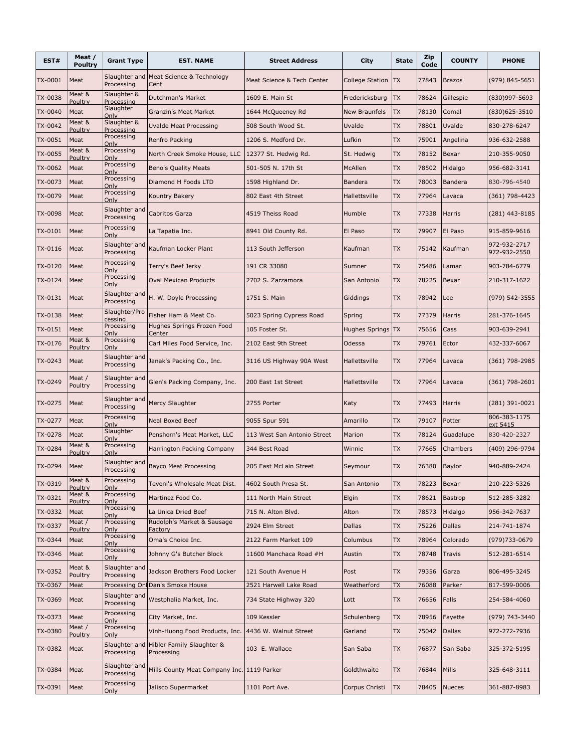| EST# | Meat / Poultry | Grant Type | EST. NAME | Street Address | City | State | Zip Code | COUNTY | PHONE |
|---|---|---|---|---|---|---|---|---|---|
| TX-0001 | Meat | Slaughter and Processing | Meat Science & Technology Cent | Meat Science & Tech Center | College Station | TX | 77843 | Brazos | (979) 845-5651 |
| TX-0038 | Meat & Poultry | Slaughter & Processing | Dutchman's Market | 1609 E. Main St | Fredericksburg | TX | 78624 | Gillespie | (830)997-5693 |
| TX-0040 | Meat | Slaughter Only | Granzin's Meat Market | 1644 McQueeney Rd | New Braunfels | TX | 78130 | Comal | (830)625-3510 |
| TX-0042 | Meat & Poultry | Slaughter & Processing | Uvalde Meat Processing | 508 South Wood St. | Uvalde | TX | 78801 | Uvalde | 830-278-6247 |
| TX-0051 | Meat | Processing Only | Renfro Packing | 1206 S. Medford Dr. | Lufkin | TX | 75901 | Angelina | 936-632-2588 |
| TX-0055 | Meat & Poultry | Processing Only | North Creek Smoke House, LLC | 12377 St. Hedwig Rd. | St. Hedwig | TX | 78152 | Bexar | 210-355-9050 |
| TX-0062 | Meat | Processing Only | Beno's Quality Meats | 501-505 N. 17th St | McAllen | TX | 78502 | Hidalgo | 956-682-3141 |
| TX-0073 | Meat | Processing Only | Diamond H Foods LTD | 1598 Highland Dr. | Bandera | TX | 78003 | Bandera | 830-796-4540 |
| TX-0079 | Meat | Processing Only | Kountry Bakery | 802 East 4th Street | Hallettsville | TX | 77964 | Lavaca | (361) 798-4423 |
| TX-0098 | Meat | Slaughter and Processing | Cabritos Garza | 4519 Theiss Road | Humble | TX | 77338 | Harris | (281) 443-8185 |
| TX-0101 | Meat | Processing Only | La Tapatia Inc. | 8941 Old County Rd. | El Paso | TX | 79907 | El Paso | 915-859-9616 |
| TX-0116 | Meat | Slaughter and Processing | Kaufman Locker Plant | 113 South Jefferson | Kaufman | TX | 75142 | Kaufman | 972-932-2717 972-932-2550 |
| TX-0120 | Meat | Processing Only | Terry's Beef Jerky | 191 CR 33080 | Sumner | TX | 75486 | Lamar | 903-784-6779 |
| TX-0124 | Meat | Processing Only | Oval Mexican Products | 2702 S. Zarzamora | San Antonio | TX | 78225 | Bexar | 210-317-1622 |
| TX-0131 | Meat | Slaughter and Processing | H. W. Doyle Processing | 1751 S. Main | Giddings | TX | 78942 | Lee | (979) 542-3555 |
| TX-0138 | Meat | Slaughter/Processing | Fisher Ham & Meat Co. | 5023 Spring Cypress Road | Spring | TX | 77379 | Harris | 281-376-1645 |
| TX-0151 | Meat | Processing Only | Hughes Springs Frozen Food Center | 105 Foster St. | Hughes Springs | TX | 75656 | Cass | 903-639-2941 |
| TX-0176 | Meat & Poultry | Processing Only | Carl Miles Food Service, Inc. | 2102 East 9th Street | Odessa | TX | 79761 | Ector | 432-337-6067 |
| TX-0243 | Meat | Slaughter and Processing | Janak's Packing Co., Inc. | 3116 US Highway 90A West | Hallettsville | TX | 77964 | Lavaca | (361) 798-2985 |
| TX-0249 | Meat / Poultry | Slaughter and Processing | Glen's Packing Company, Inc. | 200 East 1st Street | Hallettsville | TX | 77964 | Lavaca | (361) 798-2601 |
| TX-0275 | Meat | Slaughter and Processing | Mercy Slaughter | 2755 Porter | Katy | TX | 77493 | Harris | (281) 391-0021 |
| TX-0277 | Meat | Processing Only | Neal Boxed Beef | 9055 Spur 591 | Amarillo | TX | 79107 | Potter | 806-383-1175 ext 5415 |
| TX-0278 | Meat | Slaughter Only | Penshorn's Meat Market, LLC | 113 West San Antonio Street | Marion | TX | 78124 | Guadalupe | 830-420-2327 |
| TX-0284 | Meat & Poultry | Processing Only | Harrington Packing Company | 344 Best Road | Winnie | TX | 77665 | Chambers | (409) 296-9794 |
| TX-0294 | Meat | Slaughter and Processing | Bayco Meat Processing | 205 East McLain Street | Seymour | TX | 76380 | Baylor | 940-889-2424 |
| TX-0319 | Meat & Poultry | Processing Only | Teveni's Wholesale Meat Dist. | 4602 South Presa St. | San Antonio | TX | 78223 | Bexar | 210-223-5326 |
| TX-0321 | Meat & Poultry | Processing Only | Martinez Food Co. | 111 North Main Street | Elgin | TX | 78621 | Bastrop | 512-285-3282 |
| TX-0332 | Meat | Processing Only | La Unica Dried Beef | 715 N. Alton Blvd. | Alton | TX | 78573 | Hidalgo | 956-342-7637 |
| TX-0337 | Meat / Poultry | Processing Only | Rudolph's Market & Sausage Factory | 2924 Elm Street | Dallas | TX | 75226 | Dallas | 214-741-1874 |
| TX-0344 | Meat | Processing Only | Oma's Choice Inc. | 2122 Farm Market 109 | Columbus | TX | 78964 | Colorado | (979)733-0679 |
| TX-0346 | Meat | Processing Only | Johnny G's Butcher Block | 11600 Manchaca Road #H | Austin | TX | 78748 | Travis | 512-281-6514 |
| TX-0352 | Meat & Poultry | Slaughter and Processing | Jackson Brothers Food Locker | 121 South Avenue H | Post | TX | 79356 | Garza | 806-495-3245 |
| TX-0367 | Meat | Processing Onl | Dan's Smoke House | 2521 Harwell Lake Road | Weatherford | TX | 76088 | Parker | 817-599-0006 |
| TX-0369 | Meat | Slaughter and Processing | Westphalia Market, Inc. | 734 State Highway 320 | Lott | TX | 76656 | Falls | 254-584-4060 |
| TX-0373 | Meat | Processing Only | City Market, Inc. | 109 Kessler | Schulenberg | TX | 78956 | Fayette | (979) 743-3440 |
| TX-0380 | Meat / Poultry | Processing Only | Vinh-Huong Food Products, Inc. | 4436 W. Walnut Street | Garland | TX | 75042 | Dallas | 972-272-7936 |
| TX-0382 | Meat | Slaughter and Processing | Hibler Family Slaughter & Processing | 103 E. Wallace | San Saba | TX | 76877 | San Saba | 325-372-5195 |
| TX-0384 | Meat | Slaughter and Processing | Mills County Meat Company Inc. | 1119 Parker | Goldthwaite | TX | 76844 | Mills | 325-648-3111 |
| TX-0391 | Meat | Processing Only | Jalisco Supermarket | 1101 Port Ave. | Corpus Christi | TX | 78405 | Nueces | 361-887-8983 |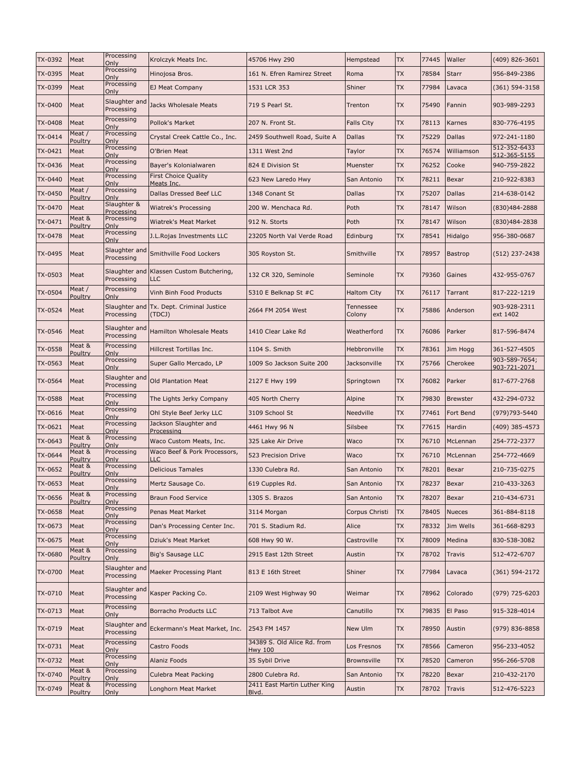| TX-0392 | Meat | Processing Only | Krolczyk Meats Inc. | 45706 Hwy 290 | Hempstead | TX | 77445 | Waller | (409) 826-3601 |
|---|---|---|---|---|---|---|---|---|---|
| TX-0395 | Meat | Processing Only | Hinojosa Bros. | 161 N. Efren Ramirez Street | Roma | TX | 78584 | Starr | 956-849-2386 |
| TX-0399 | Meat | Processing Only | EJ Meat Company | 1531 LCR 353 | Shiner | TX | 77984 | Lavaca | (361) 594-3158 |
| TX-0400 | Meat | Slaughter and Processing | Jacks Wholesale Meats | 719 S Pearl St. | Trenton | TX | 75490 | Fannin | 903-989-2293 |
| TX-0408 | Meat | Processing Only | Pollok's Market | 207 N. Front St. | Falls City | TX | 78113 | Karnes | 830-776-4195 |
| TX-0414 | Meat / Poultry | Processing Only | Crystal Creek Cattle Co., Inc. | 2459 Southwell Road, Suite A | Dallas | TX | 75229 | Dallas | 972-241-1180 |
| TX-0421 | Meat | Processing Only | O'Brien Meat | 1311 West 2nd | Taylor | TX | 76574 | Williamson | 512-352-6433 512-365-5155 |
| TX-0436 | Meat | Processing Only | Bayer's Kolonialwaren | 824 E Division St | Muenster | TX | 76252 | Cooke | 940-759-2822 |
| TX-0440 | Meat | Processing Only | First Choice Quality Meats Inc. | 623 New Laredo Hwy | San Antonio | TX | 78211 | Bexar | 210-922-8383 |
| TX-0450 | Meat / Poultry | Processing Only | Dallas Dressed Beef LLC | 1348 Conant St | Dallas | TX | 75207 | Dallas | 214-638-0142 |
| TX-0470 | Meat | Slaughter & Processing | Wiatrek's Processing | 200 W. Menchaca Rd. | Poth | TX | 78147 | Wilson | (830)484-2888 |
| TX-0471 | Meat & Poultry | Processing Only | Wiatrek's Meat Market | 912 N. Storts | Poth | TX | 78147 | Wilson | (830)484-2838 |
| TX-0478 | Meat | Processing Only | J.L.Rojas Investments LLC | 23205 North Val Verde Road | Edinburg | TX | 78541 | Hidalgo | 956-380-0687 |
| TX-0495 | Meat | Slaughter and Processing | Smithville Food Lockers | 305 Royston St. | Smithville | TX | 78957 | Bastrop | (512) 237-2438 |
| TX-0503 | Meat | Slaughter and Processing | Klassen Custom Butchering, LLC | 132 CR 320, Seminole | Seminole | TX | 79360 | Gaines | 432-955-0767 |
| TX-0504 | Meat / Poultry | Processing Only | Vinh Binh Food Products | 5310 E Belknap St #C | Haltom City | TX | 76117 | Tarrant | 817-222-1219 |
| TX-0524 | Meat | Slaughter and Processing | Tx. Dept. Criminal Justice (TDCJ) | 2664 FM 2054 West | Tennessee Colony | TX | 75886 | Anderson | 903-928-2311 ext 1402 |
| TX-0546 | Meat | Slaughter and Processing | Hamilton Wholesale Meats | 1410 Clear Lake Rd | Weatherford | TX | 76086 | Parker | 817-596-8474 |
| TX-0558 | Meat & Poultry | Processing Only | Hillcrest Tortillas Inc. | 1104 S. Smith | Hebbronville | TX | 78361 | Jim Hogg | 361-527-4505 |
| TX-0563 | Meat | Processing Only | Super Gallo Mercado, LP | 1009 So Jackson Suite 200 | Jacksonville | TX | 75766 | Cherokee | 903-589-7654; 903-721-2071 |
| TX-0564 | Meat | Slaughter and Processing | Old Plantation Meat | 2127 E Hwy 199 | Springtown | TX | 76082 | Parker | 817-677-2768 |
| TX-0588 | Meat | Processing Only | The Lights Jerky Company | 405 North Cherry | Alpine | TX | 79830 | Brewster | 432-294-0732 |
| TX-0616 | Meat | Processing Only | Ohl Style Beef Jerky LLC | 3109 School St | Needville | TX | 77461 | Fort Bend | (979)793-5440 |
| TX-0621 | Meat | Processing Only | Jackson Slaughter and Processing | 4461 Hwy 96 N | Silsbee | TX | 77615 | Hardin | (409) 385-4573 |
| TX-0643 | Meat & Poultry | Processing Only | Waco Custom Meats, Inc. | 325 Lake Air Drive | Waco | TX | 76710 | McLennan | 254-772-2377 |
| TX-0644 | Meat & Poultry | Processing Only | Waco Beef & Pork Processors, LLC | 523 Precision Drive | Waco | TX | 76710 | McLennan | 254-772-4669 |
| TX-0652 | Meat & Poultry | Processing Only | Delicious Tamales | 1330 Culebra Rd. | San Antonio | TX | 78201 | Bexar | 210-735-0275 |
| TX-0653 | Meat | Processing Only | Mertz Sausage Co. | 619 Cupples Rd. | San Antonio | TX | 78237 | Bexar | 210-433-3263 |
| TX-0656 | Meat & Poultry | Processing Only | Braun Food Service | 1305 S. Brazos | San Antonio | TX | 78207 | Bexar | 210-434-6731 |
| TX-0658 | Meat | Processing Only | Penas Meat Market | 3114 Morgan | Corpus Christi | TX | 78405 | Nueces | 361-884-8118 |
| TX-0673 | Meat | Processing Only | Dan's Processing Center Inc. | 701 S. Stadium Rd. | Alice | TX | 78332 | Jim Wells | 361-668-8293 |
| TX-0675 | Meat | Processing Only | Dziuk's Meat Market | 608 Hwy 90 W. | Castroville | TX | 78009 | Medina | 830-538-3082 |
| TX-0680 | Meat & Poultry | Processing Only | Big's Sausage LLC | 2915 East 12th Street | Austin | TX | 78702 | Travis | 512-472-6707 |
| TX-0700 | Meat | Slaughter and Processing | Maeker Processing Plant | 813 E 16th Street | Shiner | TX | 77984 | Lavaca | (361) 594-2172 |
| TX-0710 | Meat | Slaughter and Processing | Kasper Packing Co. | 2109 West Highway 90 | Weimar | TX | 78962 | Colorado | (979) 725-6203 |
| TX-0713 | Meat | Processing Only | Borracho Products LLC | 713 Talbot Ave | Canutillo | TX | 79835 | El Paso | 915-328-4014 |
| TX-0719 | Meat | Slaughter and Processing | Eckermann's Meat Market, Inc. | 2543 FM 1457 | New Ulm | TX | 78950 | Austin | (979) 836-8858 |
| TX-0731 | Meat | Processing Only | Castro Foods | 34389 S. Old Alice Rd. from Hwy 100 | Los Fresnos | TX | 78566 | Cameron | 956-233-4052 |
| TX-0732 | Meat | Processing Only | Alaniz Foods | 35 Sybil Drive | Brownsville | TX | 78520 | Cameron | 956-266-5708 |
| TX-0740 | Meat & Poultry | Processing Only | Culebra Meat Packing | 2800 Culebra Rd. | San Antonio | TX | 78220 | Bexar | 210-432-2170 |
| TX-0749 | Meat & Poultry | Processing Only | Longhorn Meat Market | 2411 East Martin Luther King Blvd. | Austin | TX | 78702 | Travis | 512-476-5223 |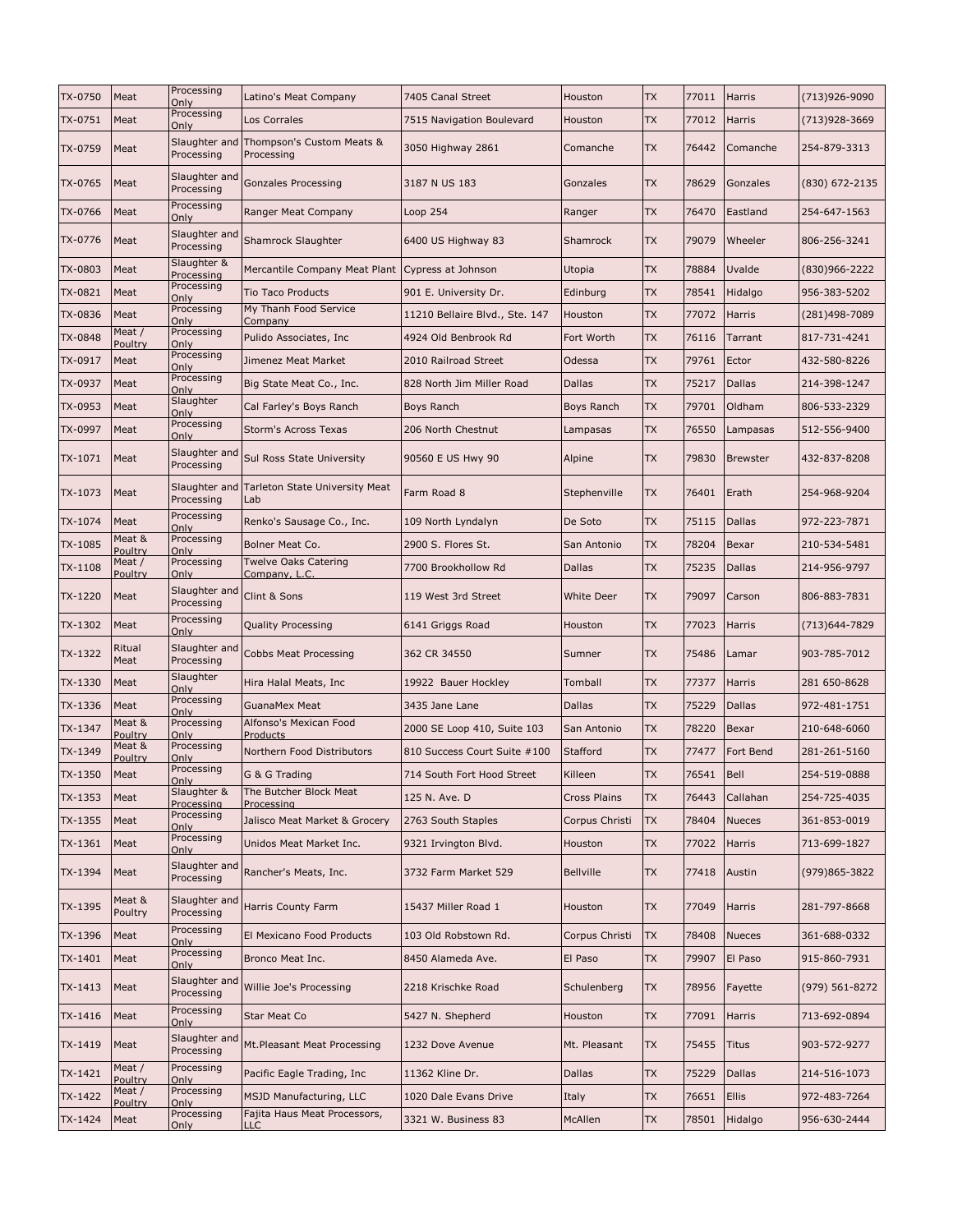| TX-0750 | Meat | Processing Only | Latino's Meat Company | 7405 Canal Street | Houston | TX | 77011 | Harris | (713)926-9090 |
|---|---|---|---|---|---|---|---|---|---|
| TX-0751 | Meat | Processing Only | Los Corrales | 7515 Navigation Boulevard | Houston | TX | 77012 | Harris | (713)928-3669 |
| TX-0759 | Meat | Slaughter and Processing | Thompson's Custom Meats & Processing | 3050 Highway 2861 | Comanche | TX | 76442 | Comanche | 254-879-3313 |
| TX-0765 | Meat | Slaughter and Processing | Gonzales Processing | 3187 N US 183 | Gonzales | TX | 78629 | Gonzales | (830) 672-2135 |
| TX-0766 | Meat | Processing Only | Ranger Meat Company | Loop 254 | Ranger | TX | 76470 | Eastland | 254-647-1563 |
| TX-0776 | Meat | Slaughter and Processing | Shamrock Slaughter | 6400 US Highway 83 | Shamrock | TX | 79079 | Wheeler | 806-256-3241 |
| TX-0803 | Meat | Slaughter & Processing | Mercantile Company Meat Plant | Cypress at Johnson | Utopia | TX | 78884 | Uvalde | (830)966-2222 |
| TX-0821 | Meat | Processing Only | Tio Taco Products | 901 E. University Dr. | Edinburg | TX | 78541 | Hidalgo | 956-383-5202 |
| TX-0836 | Meat | Processing Only | My Thanh Food Service Company | 11210 Bellaire Blvd., Ste. 147 | Houston | TX | 77072 | Harris | (281)498-7089 |
| TX-0848 | Meat / Poultry | Processing Only | Pulido Associates, Inc | 4924 Old Benbrook Rd | Fort Worth | TX | 76116 | Tarrant | 817-731-4241 |
| TX-0917 | Meat | Processing Only | Jimenez Meat Market | 2010 Railroad Street | Odessa | TX | 79761 | Ector | 432-580-8226 |
| TX-0937 | Meat | Processing Only | Big State Meat Co., Inc. | 828 North Jim Miller Road | Dallas | TX | 75217 | Dallas | 214-398-1247 |
| TX-0953 | Meat | Slaughter Only | Cal Farley's Boys Ranch | Boys Ranch | Boys Ranch | TX | 79701 | Oldham | 806-533-2329 |
| TX-0997 | Meat | Processing Only | Storm's Across Texas | 206 North Chestnut | Lampasas | TX | 76550 | Lampasas | 512-556-9400 |
| TX-1071 | Meat | Slaughter and Processing | Sul Ross State University | 90560 E US Hwy 90 | Alpine | TX | 79830 | Brewster | 432-837-8208 |
| TX-1073 | Meat | Slaughter and Processing | Tarleton State University Meat Lab | Farm Road 8 | Stephenville | TX | 76401 | Erath | 254-968-9204 |
| TX-1074 | Meat | Processing Only | Renko's Sausage Co., Inc. | 109 North Lyndalyn | De Soto | TX | 75115 | Dallas | 972-223-7871 |
| TX-1085 | Meat & Poultry | Processing Only | Bolner Meat Co. | 2900 S. Flores St. | San Antonio | TX | 78204 | Bexar | 210-534-5481 |
| TX-1108 | Meat / Poultry | Processing Only | Twelve Oaks Catering Company, L.C. | 7700 Brookhollow Rd | Dallas | TX | 75235 | Dallas | 214-956-9797 |
| TX-1220 | Meat | Slaughter and Processing | Clint & Sons | 119 West 3rd Street | White Deer | TX | 79097 | Carson | 806-883-7831 |
| TX-1302 | Meat | Processing Only | Quality Processing | 6141 Griggs Road | Houston | TX | 77023 | Harris | (713)644-7829 |
| TX-1322 | Ritual Meat | Slaughter and Processing | Cobbs Meat Processing | 362 CR 34550 | Sumner | TX | 75486 | Lamar | 903-785-7012 |
| TX-1330 | Meat | Slaughter Only | Hira Halal Meats, Inc | 19922 Bauer Hockley | Tomball | TX | 77377 | Harris | 281 650-8628 |
| TX-1336 | Meat | Processing Only | GuanaMex Meat | 3435 Jane Lane | Dallas | TX | 75229 | Dallas | 972-481-1751 |
| TX-1347 | Meat & Poultry | Processing Only | Alfonso's Mexican Food Products | 2000 SE Loop 410, Suite 103 | San Antonio | TX | 78220 | Bexar | 210-648-6060 |
| TX-1349 | Meat & Poultry | Processing Only | Northern Food Distributors | 810 Success Court Suite #100 | Stafford | TX | 77477 | Fort Bend | 281-261-5160 |
| TX-1350 | Meat | Processing Only | G & G Trading | 714 South Fort Hood Street | Killeen | TX | 76541 | Bell | 254-519-0888 |
| TX-1353 | Meat | Slaughter & Processing | The Butcher Block Meat Processing | 125 N. Ave. D | Cross Plains | TX | 76443 | Callahan | 254-725-4035 |
| TX-1355 | Meat | Processing Only | Jalisco Meat Market & Grocery | 2763 South Staples | Corpus Christi | TX | 78404 | Nueces | 361-853-0019 |
| TX-1361 | Meat | Processing Only | Unidos Meat Market Inc. | 9321 Irvington Blvd. | Houston | TX | 77022 | Harris | 713-699-1827 |
| TX-1394 | Meat | Slaughter and Processing | Rancher's Meats, Inc. | 3732 Farm Market 529 | Bellville | TX | 77418 | Austin | (979)865-3822 |
| TX-1395 | Meat & Poultry | Slaughter and Processing | Harris County Farm | 15437 Miller Road 1 | Houston | TX | 77049 | Harris | 281-797-8668 |
| TX-1396 | Meat | Processing Only | El Mexicano Food Products | 103 Old Robstown Rd. | Corpus Christi | TX | 78408 | Nueces | 361-688-0332 |
| TX-1401 | Meat | Processing Only | Bronco Meat Inc. | 8450 Alameda Ave. | El Paso | TX | 79907 | El Paso | 915-860-7931 |
| TX-1413 | Meat | Slaughter and Processing | Willie Joe's Processing | 2218 Krischke Road | Schulenberg | TX | 78956 | Fayette | (979) 561-8272 |
| TX-1416 | Meat | Processing Only | Star Meat Co | 5427 N. Shepherd | Houston | TX | 77091 | Harris | 713-692-0894 |
| TX-1419 | Meat | Slaughter and Processing | Mt.Pleasant Meat Processing | 1232 Dove Avenue | Mt. Pleasant | TX | 75455 | Titus | 903-572-9277 |
| TX-1421 | Meat / Poultry | Processing Only | Pacific Eagle Trading, Inc | 11362 Kline Dr. | Dallas | TX | 75229 | Dallas | 214-516-1073 |
| TX-1422 | Meat / Poultry | Processing Only | MSJD Manufacturing, LLC | 1020 Dale Evans Drive | Italy | TX | 76651 | Ellis | 972-483-7264 |
| TX-1424 | Meat | Processing Only | Fajita Haus Meat Processors, LLC | 3321 W. Business 83 | McAllen | TX | 78501 | Hidalgo | 956-630-2444 |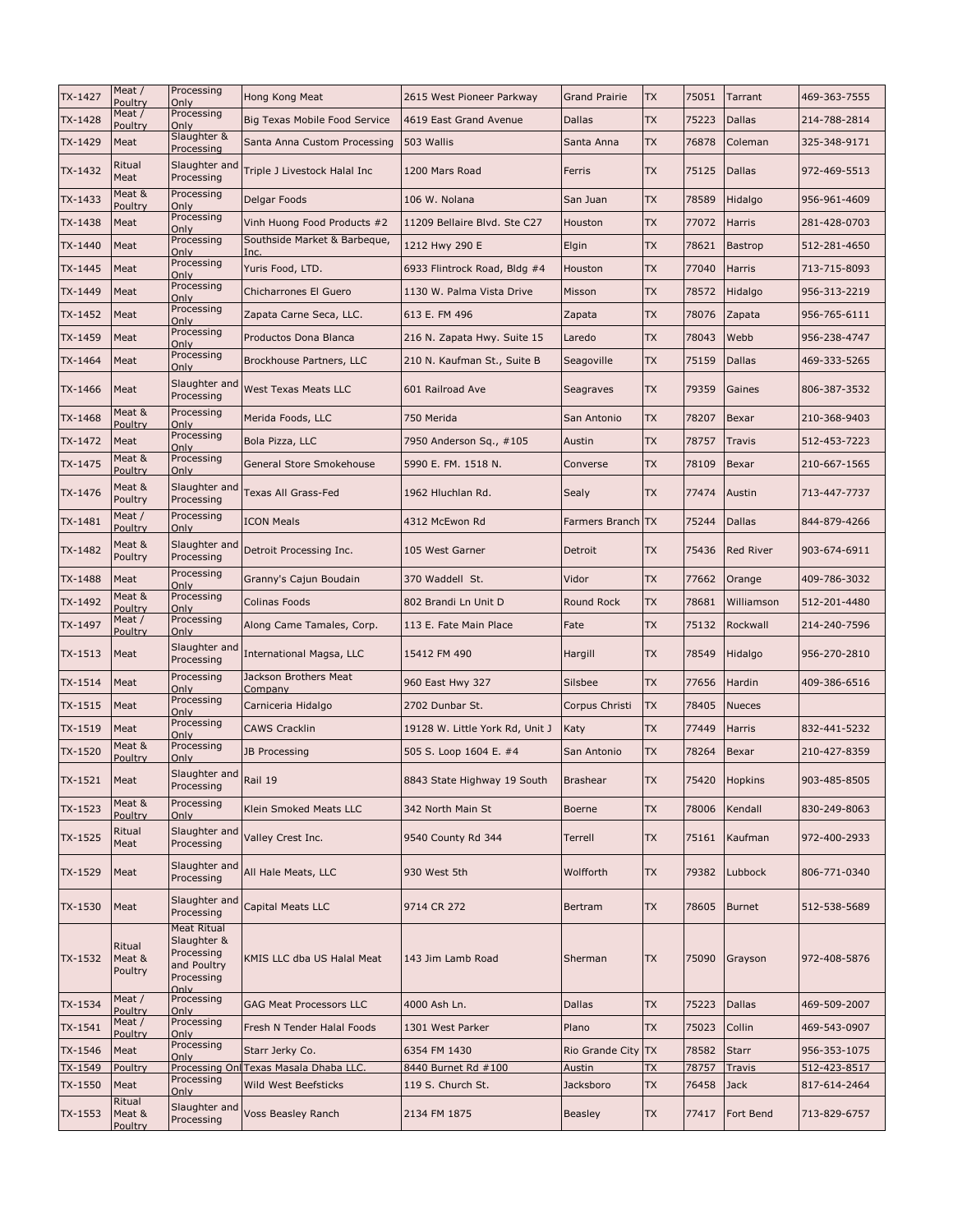| TX-1427 | Meat / Poultry | Processing Only | Hong Kong Meat | 2615 West Pioneer Parkway | Grand Prairie | TX | 75051 | Tarrant | 469-363-7555 |
|---|---|---|---|---|---|---|---|---|---|
| TX-1428 | Meat / Poultry | Processing Only | Big Texas Mobile Food Service | 4619 East Grand Avenue | Dallas | TX | 75223 | Dallas | 214-788-2814 |
| TX-1429 | Meat | Slaughter & Processing | Santa Anna Custom Processing | 503 Wallis | Santa Anna | TX | 76878 | Coleman | 325-348-9171 |
| TX-1432 | Ritual Meat | Slaughter and Processing | Triple J Livestock Halal Inc | 1200 Mars Road | Ferris | TX | 75125 | Dallas | 972-469-5513 |
| TX-1433 | Meat & Poultry | Processing Only | Delgar Foods | 106 W. Nolana | San Juan | TX | 78589 | Hidalgo | 956-961-4609 |
| TX-1438 | Meat | Processing Only | Vinh Huong Food Products #2 | 11209 Bellaire Blvd. Ste C27 | Houston | TX | 77072 | Harris | 281-428-0703 |
| TX-1440 | Meat | Processing Only | Southside Market & Barbeque, Inc. | 1212 Hwy 290 E | Elgin | TX | 78621 | Bastrop | 512-281-4650 |
| TX-1445 | Meat | Processing Only | Yuris Food, LTD. | 6933 Flintrock Road, Bldg #4 | Houston | TX | 77040 | Harris | 713-715-8093 |
| TX-1449 | Meat | Processing Only | Chicharrones El Guero | 1130 W. Palma Vista Drive | Misson | TX | 78572 | Hidalgo | 956-313-2219 |
| TX-1452 | Meat | Processing Only | Zapata Carne Seca, LLC. | 613 E. FM 496 | Zapata | TX | 78076 | Zapata | 956-765-6111 |
| TX-1459 | Meat | Processing Only | Productos Dona Blanca | 216 N. Zapata Hwy. Suite 15 | Laredo | TX | 78043 | Webb | 956-238-4747 |
| TX-1464 | Meat | Processing Only | Brockhouse Partners, LLC | 210 N. Kaufman St., Suite B | Seagoville | TX | 75159 | Dallas | 469-333-5265 |
| TX-1466 | Meat | Slaughter and Processing | West Texas Meats LLC | 601 Railroad Ave | Seagraves | TX | 79359 | Gaines | 806-387-3532 |
| TX-1468 | Meat & Poultry | Processing Only | Merida Foods, LLC | 750 Merida | San Antonio | TX | 78207 | Bexar | 210-368-9403 |
| TX-1472 | Meat | Processing Only | Bola Pizza, LLC | 7950 Anderson Sq., #105 | Austin | TX | 78757 | Travis | 512-453-7223 |
| TX-1475 | Meat & Poultry | Processing Only | General Store Smokehouse | 5990 E. FM. 1518 N. | Converse | TX | 78109 | Bexar | 210-667-1565 |
| TX-1476 | Meat & Poultry | Slaughter and Processing | Texas All Grass-Fed | 1962 Hluchlan Rd. | Sealy | TX | 77474 | Austin | 713-447-7737 |
| TX-1481 | Meat / Poultry | Processing Only | ICON Meals | 4312 McEwon Rd | Farmers Branch | TX | 75244 | Dallas | 844-879-4266 |
| TX-1482 | Meat & Poultry | Slaughter and Processing | Detroit Processing Inc. | 105 West Garner | Detroit | TX | 75436 | Red River | 903-674-6911 |
| TX-1488 | Meat | Processing Only | Granny's Cajun Boudain | 370 Waddell St. | Vidor | TX | 77662 | Orange | 409-786-3032 |
| TX-1492 | Meat & Poultry | Processing Only | Colinas Foods | 802 Brandi Ln Unit D | Round Rock | TX | 78681 | Williamson | 512-201-4480 |
| TX-1497 | Meat / Poultry | Processing Only | Along Came Tamales, Corp. | 113 E. Fate Main Place | Fate | TX | 75132 | Rockwall | 214-240-7596 |
| TX-1513 | Meat | Slaughter and Processing | International Magsa, LLC | 15412 FM 490 | Hargill | TX | 78549 | Hidalgo | 956-270-2810 |
| TX-1514 | Meat | Processing Only | Jackson Brothers Meat Company | 960 East Hwy 327 | Silsbee | TX | 77656 | Hardin | 409-386-6516 |
| TX-1515 | Meat | Processing Only | Carniceria Hidalgo | 2702 Dunbar St. | Corpus Christi | TX | 78405 | Nueces | |
| TX-1519 | Meat | Processing Only | CAWS Cracklin | 19128 W. Little York Rd, Unit J | Katy | TX | 77449 | Harris | 832-441-5232 |
| TX-1520 | Meat & Poultry | Processing Only | JB Processing | 505 S. Loop 1604 E. #4 | San Antonio | TX | 78264 | Bexar | 210-427-8359 |
| TX-1521 | Meat | Slaughter and Processing | Rail 19 | 8843 State Highway 19 South | Brashear | TX | 75420 | Hopkins | 903-485-8505 |
| TX-1523 | Meat & Poultry | Processing Only | Klein Smoked Meats LLC | 342 North Main St | Boerne | TX | 78006 | Kendall | 830-249-8063 |
| TX-1525 | Ritual Meat | Slaughter and Processing | Valley Crest Inc. | 9540 County Rd 344 | Terrell | TX | 75161 | Kaufman | 972-400-2933 |
| TX-1529 | Meat | Slaughter and Processing | All Hale Meats, LLC | 930 West 5th | Wolfforth | TX | 79382 | Lubbock | 806-771-0340 |
| TX-1530 | Meat | Slaughter and Processing | Capital Meats LLC | 9714 CR 272 | Bertram | TX | 78605 | Burnet | 512-538-5689 |
| TX-1532 | Ritual Meat & Poultry | Meat Ritual Slaughter & Processing and Poultry Processing Only | KMIS LLC dba US Halal Meat | 143 Jim Lamb Road | Sherman | TX | 75090 | Grayson | 972-408-5876 |
| TX-1534 | Meat / Poultry | Processing Only | GAG Meat Processors LLC | 4000 Ash Ln. | Dallas | TX | 75223 | Dallas | 469-509-2007 |
| TX-1541 | Meat / Poultry | Processing Only | Fresh N Tender Halal Foods | 1301 West Parker | Plano | TX | 75023 | Collin | 469-543-0907 |
| TX-1546 | Meat | Processing Only | Starr Jerky Co. | 6354 FM 1430 | Rio Grande City | TX | 78582 | Starr | 956-353-1075 |
| TX-1549 | Poultry | Processing Onl | Texas Masala Dhaba LLC. | 8440 Burnet Rd #100 | Austin | TX | 78757 | Travis | 512-423-8517 |
| TX-1550 | Meat | Processing Only | Wild West Beefsticks | 119 S. Church St. | Jacksboro | TX | 76458 | Jack | 817-614-2464 |
| TX-1553 | Ritual Meat & Poultry | Slaughter and Processing | Voss Beasley Ranch | 2134 FM 1875 | Beasley | TX | 77417 | Fort Bend | 713-829-6757 |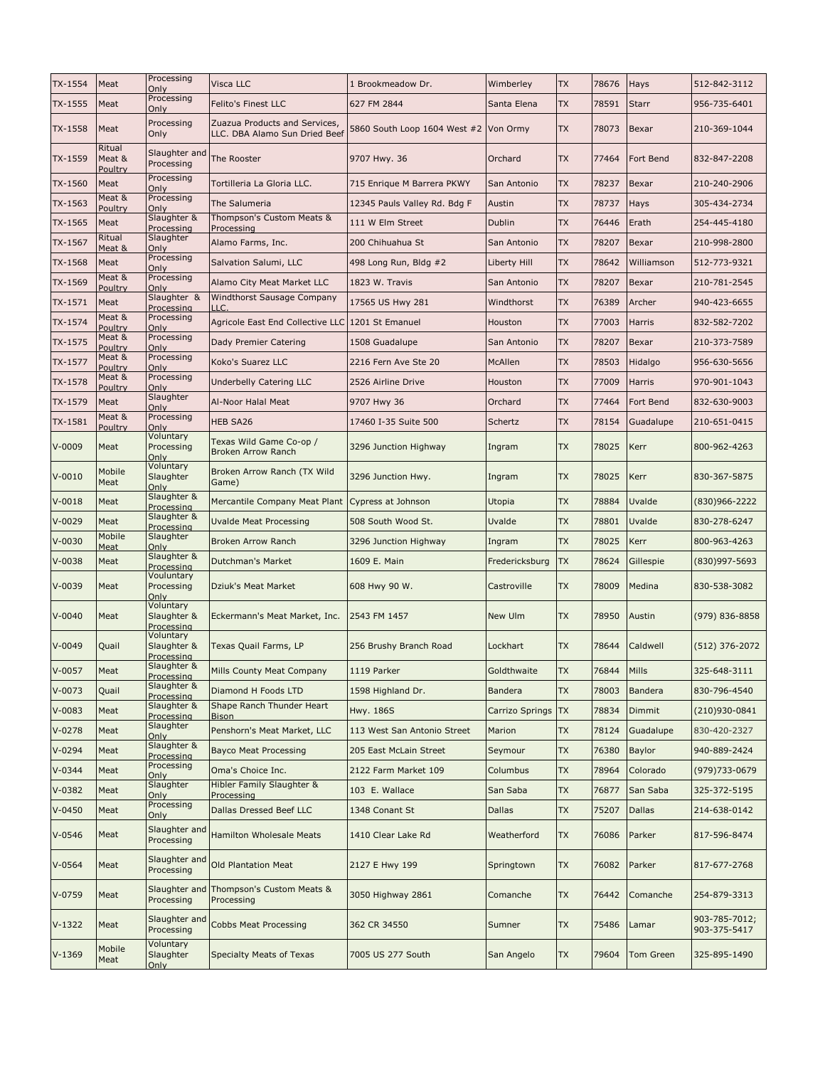| | | | | | | | | | |
|---|---|---|---|---|---|---|---|---|---|
| TX-1554 | Meat | Processing Only | Visca LLC | 1 Brookmeadow Dr. | Wimberley | TX | 78676 | Hays | 512-842-3112 |
| TX-1555 | Meat | Processing Only | Felito's Finest LLC | 627 FM 2844 | Santa Elena | TX | 78591 | Starr | 956-735-6401 |
| TX-1558 | Meat | Processing Only | Zuazua Products and Services, LLC. DBA Alamo Sun Dried Beef | 5860 South Loop 1604 West #2 | Von Ormy | TX | 78073 | Bexar | 210-369-1044 |
| TX-1559 | Ritual Meat & Poultry | Slaughter and Processing | The Rooster | 9707 Hwy. 36 | Orchard | TX | 77464 | Fort Bend | 832-847-2208 |
| TX-1560 | Meat | Processing Only | Tortilleria La Gloria LLC. | 715 Enrique M Barrera PKWY | San Antonio | TX | 78237 | Bexar | 210-240-2906 |
| TX-1563 | Meat & Poultry | Processing Only | The Salumeria | 12345 Pauls Valley Rd. Bdg F | Austin | TX | 78737 | Hays | 305-434-2734 |
| TX-1565 | Meat | Slaughter & Processing | Thompson's Custom Meats & Processing | 111 W Elm Street | Dublin | TX | 76446 | Erath | 254-445-4180 |
| TX-1567 | Ritual Meat & | Slaughter Only | Alamo Farms, Inc. | 200 Chihuahua St | San Antonio | TX | 78207 | Bexar | 210-998-2800 |
| TX-1568 | Meat | Processing Only | Salvation Salumi, LLC | 498 Long Run, Bldg #2 | Liberty Hill | TX | 78642 | Williamson | 512-773-9321 |
| TX-1569 | Meat & Poultry | Processing Only | Alamo City Meat Market LLC | 1823 W. Travis | San Antonio | TX | 78207 | Bexar | 210-781-2545 |
| TX-1571 | Meat | Slaughter & Processing | Windthorst Sausage Company LLC. | 17565 US Hwy 281 | Windthorst | TX | 76389 | Archer | 940-423-6655 |
| TX-1574 | Meat & Poultry | Processing Only | Agricole East End Collective LLC | 1201 St Emanuel | Houston | TX | 77003 | Harris | 832-582-7202 |
| TX-1575 | Meat & Poultry | Processing Only | Dady Premier Catering | 1508 Guadalupe | San Antonio | TX | 78207 | Bexar | 210-373-7589 |
| TX-1577 | Meat & Poultry | Processing Only | Koko's Suarez LLC | 2216 Fern Ave Ste 20 | McAllen | TX | 78503 | Hidalgo | 956-630-5656 |
| TX-1578 | Meat & Poultry | Processing Only | Underbelly Catering LLC | 2526 Airline Drive | Houston | TX | 77009 | Harris | 970-901-1043 |
| TX-1579 | Meat | Slaughter Only | Al-Noor Halal Meat | 9707 Hwy 36 | Orchard | TX | 77464 | Fort Bend | 832-630-9003 |
| TX-1581 | Meat & Poultry | Processing Only | HEB SA26 | 17460 I-35 Suite 500 | Schertz | TX | 78154 | Guadalupe | 210-651-0415 |
| V-0009 | Meat | Voluntary Processing Only | Texas Wild Game Co-op / Broken Arrow Ranch | 3296 Junction Highway | Ingram | TX | 78025 | Kerr | 800-962-4263 |
| V-0010 | Mobile Meat | Voluntary Slaughter Only | Broken Arrow Ranch (TX Wild Game) | 3296 Junction Hwy. | Ingram | TX | 78025 | Kerr | 830-367-5875 |
| V-0018 | Meat | Slaughter & Processing | Mercantile Company Meat Plant | Cypress at Johnson | Utopia | TX | 78884 | Uvalde | (830)966-2222 |
| V-0029 | Meat | Slaughter & Processing | Uvalde Meat Processing | 508 South Wood St. | Uvalde | TX | 78801 | Uvalde | 830-278-6247 |
| V-0030 | Mobile Meat | Slaughter Only | Broken Arrow Ranch | 3296 Junction Highway | Ingram | TX | 78025 | Kerr | 800-963-4263 |
| V-0038 | Meat | Slaughter & Processing | Dutchman's Market | 1609 E. Main | Fredericksburg | TX | 78624 | Gillespie | (830)997-5693 |
| V-0039 | Meat | Vouluntary Processing Only | Dziuk's Meat Market | 608 Hwy 90 W. | Castroville | TX | 78009 | Medina | 830-538-3082 |
| V-0040 | Meat | Voluntary Slaughter & Processing | Eckermann's Meat Market, Inc. | 2543 FM 1457 | New Ulm | TX | 78950 | Austin | (979) 836-8858 |
| V-0049 | Quail | Voluntary Slaughter & Processing | Texas Quail Farms, LP | 256 Brushy Branch Road | Lockhart | TX | 78644 | Caldwell | (512) 376-2072 |
| V-0057 | Meat | Slaughter & Processing | Mills County Meat Company | 1119 Parker | Goldthwaite | TX | 76844 | Mills | 325-648-3111 |
| V-0073 | Quail | Slaughter & Processing | Diamond H Foods LTD | 1598 Highland Dr. | Bandera | TX | 78003 | Bandera | 830-796-4540 |
| V-0083 | Meat | Slaughter & Processing | Shape Ranch Thunder Heart Bison | Hwy. 186S | Carrizo Springs | TX | 78834 | Dimmit | (210)930-0841 |
| V-0278 | Meat | Slaughter Only | Penshorn's Meat Market, LLC | 113 West San Antonio Street | Marion | TX | 78124 | Guadalupe | 830-420-2327 |
| V-0294 | Meat | Slaughter & Processing | Bayco Meat Processing | 205 East McLain Street | Seymour | TX | 76380 | Baylor | 940-889-2424 |
| V-0344 | Meat | Processing Only | Oma's Choice Inc. | 2122 Farm Market 109 | Columbus | TX | 78964 | Colorado | (979)733-0679 |
| V-0382 | Meat | Slaughter Only | Hibler Family Slaughter & Processing | 103 E. Wallace | San Saba | TX | 76877 | San Saba | 325-372-5195 |
| V-0450 | Meat | Processing Only | Dallas Dressed Beef LLC | 1348 Conant St | Dallas | TX | 75207 | Dallas | 214-638-0142 |
| V-0546 | Meat | Slaughter and Processing | Hamilton Wholesale Meats | 1410 Clear Lake Rd | Weatherford | TX | 76086 | Parker | 817-596-8474 |
| V-0564 | Meat | Slaughter and Processing | Old Plantation Meat | 2127 E Hwy 199 | Springtown | TX | 76082 | Parker | 817-677-2768 |
| V-0759 | Meat | Slaughter and Processing | Thompson's Custom Meats & Processing | 3050 Highway 2861 | Comanche | TX | 76442 | Comanche | 254-879-3313 |
| V-1322 | Meat | Slaughter and Processing | Cobbs Meat Processing | 362 CR 34550 | Sumner | TX | 75486 | Lamar | 903-785-7012; 903-375-5417 |
| V-1369 | Mobile Meat | Voluntary Slaughter Only | Specialty Meats of Texas | 7005 US 277 South | San Angelo | TX | 79604 | Tom Green | 325-895-1490 |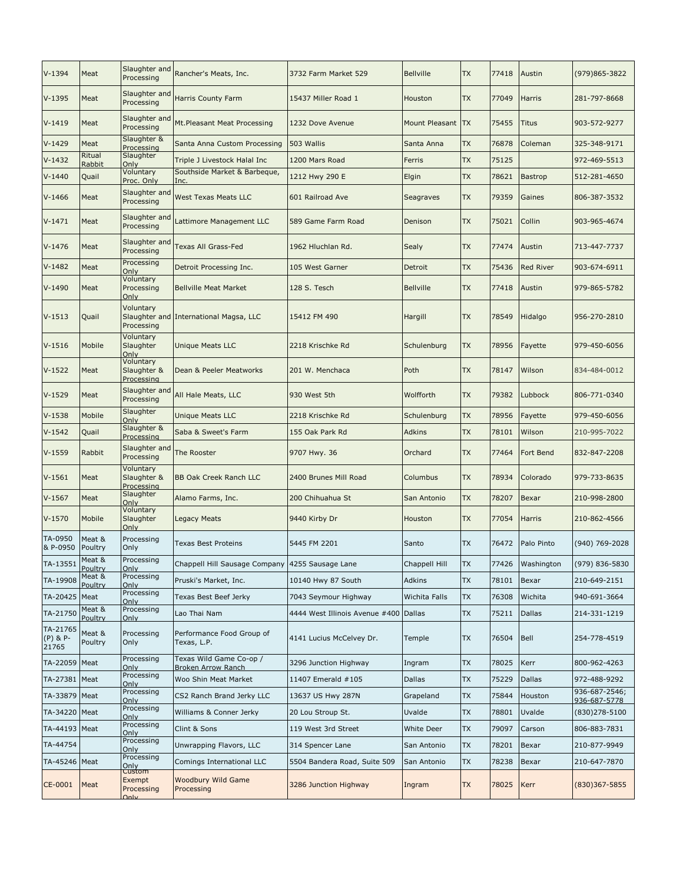| V-1394 | Meat | Slaughter and Processing | Rancher's Meats, Inc. | 3732 Farm Market 529 | Bellville | TX | 77418 | Austin | (979)865-3822 |
|---|---|---|---|---|---|---|---|---|---|
| V-1395 | Meat | Slaughter and Processing | Harris County Farm | 15437 Miller Road 1 | Houston | TX | 77049 | Harris | 281-797-8668 |
| V-1419 | Meat | Slaughter and Processing | Mt.Pleasant Meat Processing | 1232 Dove Avenue | Mount Pleasant | TX | 75455 | Titus | 903-572-9277 |
| V-1429 | Meat | Slaughter & Processing | Santa Anna Custom Processing | 503 Wallis | Santa Anna | TX | 76878 | Coleman | 325-348-9171 |
| V-1432 | Ritual Rabbit | Slaughter Only | Triple J Livestock Halal Inc | 1200 Mars Road | Ferris | TX | 75125 | | 972-469-5513 |
| V-1440 | Quail | Voluntary Proc. Only | Southside Market & Barbeque, Inc. | 1212 Hwy 290 E | Elgin | TX | 78621 | Bastrop | 512-281-4650 |
| V-1466 | Meat | Slaughter and Processing | West Texas Meats LLC | 601 Railroad Ave | Seagraves | TX | 79359 | Gaines | 806-387-3532 |
| V-1471 | Meat | Slaughter and Processing | Lattimore Management LLC | 589 Game Farm Road | Denison | TX | 75021 | Collin | 903-965-4674 |
| V-1476 | Meat | Slaughter and Processing | Texas All Grass-Fed | 1962 Hluchlan Rd. | Sealy | TX | 77474 | Austin | 713-447-7737 |
| V-1482 | Meat | Processing Only | Detroit Processing Inc. | 105 West Garner | Detroit | TX | 75436 | Red River | 903-674-6911 |
| V-1490 | Meat | Voluntary Processing Only | Bellville Meat Market | 128 S. Tesch | Bellville | TX | 77418 | Austin | 979-865-5782 |
| V-1513 | Quail | Voluntary Slaughter and Processing | International Magsa, LLC | 15412 FM 490 | Hargill | TX | 78549 | Hidalgo | 956-270-2810 |
| V-1516 | Mobile | Voluntary Slaughter Only | Unique Meats LLC | 2218 Krischke Rd | Schulenburg | TX | 78956 | Fayette | 979-450-6056 |
| V-1522 | Meat | Voluntary Slaughter & Processing | Dean & Peeler Meatworks | 201 W. Menchaca | Poth | TX | 78147 | Wilson | 834-484-0012 |
| V-1529 | Meat | Slaughter and Processing | All Hale Meats, LLC | 930 West 5th | Wolfforth | TX | 79382 | Lubbock | 806-771-0340 |
| V-1538 | Mobile | Slaughter Only | Unique Meats LLC | 2218 Krischke Rd | Schulenburg | TX | 78956 | Fayette | 979-450-6056 |
| V-1542 | Quail | Slaughter & Processing | Saba & Sweet's Farm | 155 Oak Park Rd | Adkins | TX | 78101 | Wilson | 210-995-7022 |
| V-1559 | Rabbit | Slaughter and Processing | The Rooster | 9707 Hwy. 36 | Orchard | TX | 77464 | Fort Bend | 832-847-2208 |
| V-1561 | Meat | Voluntary Slaughter & Processing | BB Oak Creek Ranch LLC | 2400 Brunes Mill Road | Columbus | TX | 78934 | Colorado | 979-733-8635 |
| V-1567 | Meat | Slaughter Only | Alamo Farms, Inc. | 200 Chihuahua St | San Antonio | TX | 78207 | Bexar | 210-998-2800 |
| V-1570 | Mobile | Voluntary Slaughter Only | Legacy Meats | 9440 Kirby Dr | Houston | TX | 77054 | Harris | 210-862-4566 |
| TA-0950 & P-0950 | Meat & Poultry | Processing Only | Texas Best Proteins | 5445 FM 2201 | Santo | TX | 76472 | Palo Pinto | (940) 769-2028 |
| TA-13551 | Meat & Poultry | Processing Only | Chappell Hill Sausage Company | 4255 Sausage Lane | Chappell Hill | TX | 77426 | Washington | (979) 836-5830 |
| TA-19908 | Meat & Poultry | Processing Only | Pruski's Market, Inc. | 10140 Hwy 87 South | Adkins | TX | 78101 | Bexar | 210-649-2151 |
| TA-20425 | Meat | Processing Only | Texas Best Beef Jerky | 7043 Seymour Highway | Wichita Falls | TX | 76308 | Wichita | 940-691-3664 |
| TA-21750 | Meat & Poultry | Processing Only | Lao Thai Nam | 4444 West Illinois Avenue #400 | Dallas | TX | 75211 | Dallas | 214-331-1219 |
| TA-21765 (P) & P-21765 | Meat & Poultry | Processing Only | Performance Food Group of Texas, L.P. | 4141 Lucius McCelvey Dr. | Temple | TX | 76504 | Bell | 254-778-4519 |
| TA-22059 | Meat | Processing Only | Texas Wild Game Co-op / Broken Arrow Ranch | 3296 Junction Highway | Ingram | TX | 78025 | Kerr | 800-962-4263 |
| TA-27381 | Meat | Processing Only | Woo Shin Meat Market | 11407 Emerald #105 | Dallas | TX | 75229 | Dallas | 972-488-9292 |
| TA-33879 | Meat | Processing Only | CS2 Ranch Brand Jerky LLC | 13637 US Hwy 287N | Grapeland | TX | 75844 | Houston | 936-687-2546; 936-687-5778 |
| TA-34220 | Meat | Processing Only | Williams & Conner Jerky | 20 Lou Stroup St. | Uvalde | TX | 78801 | Uvalde | (830)278-5100 |
| TA-44193 | Meat | Processing Only | Clint & Sons | 119 West 3rd Street | White Deer | TX | 79097 | Carson | 806-883-7831 |
| TA-44754 | | Processing Only | Unwrapping Flavors, LLC | 314 Spencer Lane | San Antonio | TX | 78201 | Bexar | 210-877-9949 |
| TA-45246 | Meat | Processing Only | Comings International LLC | 5504 Bandera Road, Suite 509 | San Antonio | TX | 78238 | Bexar | 210-647-7870 |
| CE-0001 | Meat | Custom Exempt Processing Only | Woodbury Wild Game Processing | 3286 Junction Highway | Ingram | TX | 78025 | Kerr | (830)367-5855 |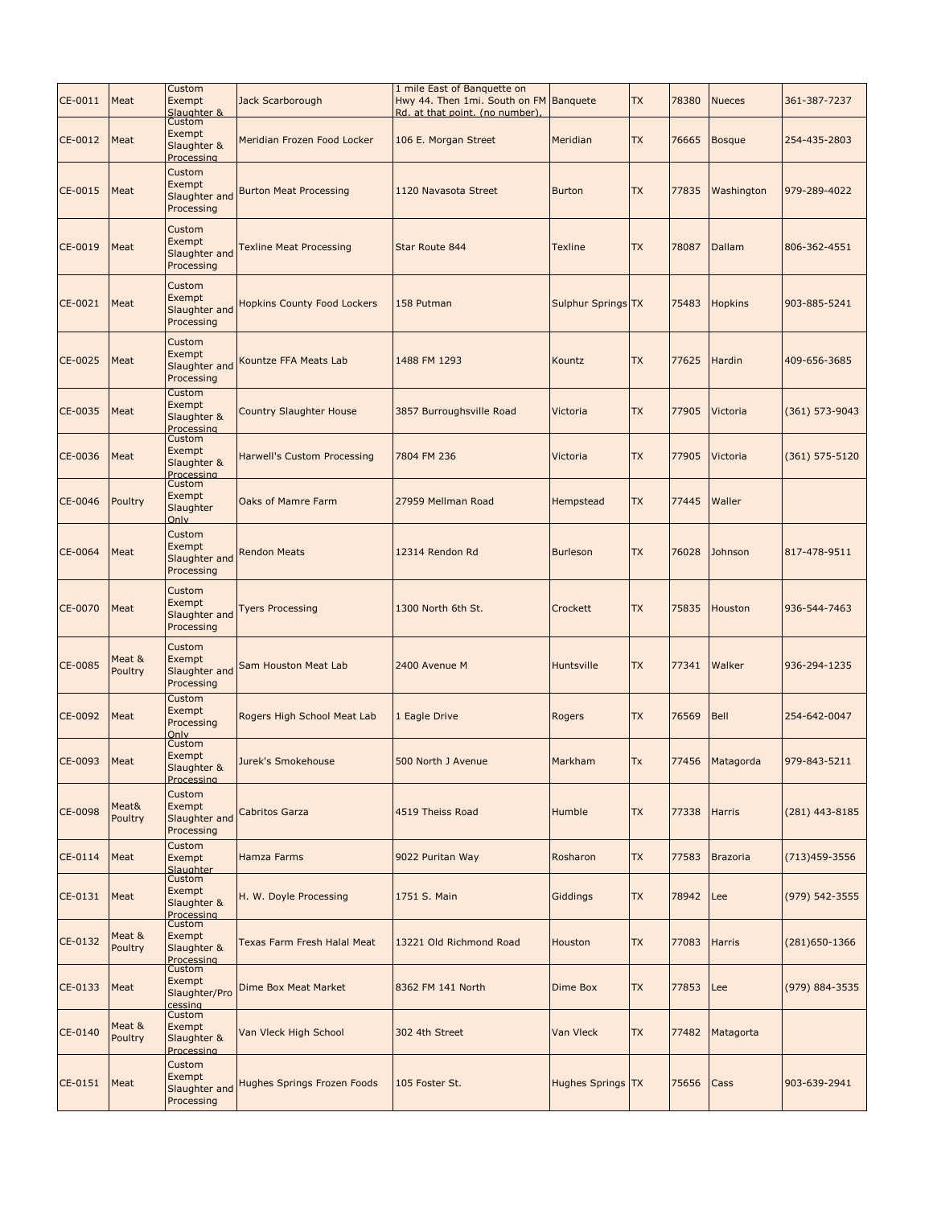| CE-0011 | Meat | Custom Exempt Slaughter & | Jack Scarborough | 1 mile East of Banquette on Hwy 44. Then 1mi. South on FM Rd. at that point. (no number), | Banquete | TX | 78380 | Nueces | 361-387-7237 |
|---|---|---|---|---|---|---|---|---|---|
| CE-0012 | Meat | Custom Exempt Slaughter & Processing | Meridian Frozen Food Locker | 106 E. Morgan Street | Meridian | TX | 76665 | Bosque | 254-435-2803 |
| CE-0015 | Meat | Custom Exempt Slaughter and Processing | Burton Meat Processing | 1120 Navasota Street | Burton | TX | 77835 | Washington | 979-289-4022 |
| CE-0019 | Meat | Custom Exempt Slaughter and Processing | Texline Meat Processing | Star Route 844 | Texline | TX | 78087 | Dallam | 806-362-4551 |
| CE-0021 | Meat | Custom Exempt Slaughter and Processing | Hopkins County Food Lockers | 158 Putman | Sulphur Springs | TX | 75483 | Hopkins | 903-885-5241 |
| CE-0025 | Meat | Custom Exempt Slaughter and Processing | Kountze FFA Meats Lab | 1488 FM 1293 | Kountz | TX | 77625 | Hardin | 409-656-3685 |
| CE-0035 | Meat | Custom Exempt Slaughter & Processing | Country Slaughter House | 3857 Burroughsville Road | Victoria | TX | 77905 | Victoria | (361) 573-9043 |
| CE-0036 | Meat | Custom Exempt Slaughter & Processing | Harwell's Custom Processing | 7804 FM 236 | Victoria | TX | 77905 | Victoria | (361) 575-5120 |
| CE-0046 | Poultry | Custom Exempt Slaughter Only | Oaks of Mamre Farm | 27959 Mellman Road | Hempstead | TX | 77445 | Waller | |
| CE-0064 | Meat | Custom Exempt Slaughter and Processing | Rendon Meats | 12314 Rendon Rd | Burleson | TX | 76028 | Johnson | 817-478-9511 |
| CE-0070 | Meat | Custom Exempt Slaughter and Processing | Tyers Processing | 1300 North 6th St. | Crockett | TX | 75835 | Houston | 936-544-7463 |
| CE-0085 | Meat & Poultry | Custom Exempt Slaughter and Processing | Sam Houston Meat Lab | 2400 Avenue M | Huntsville | TX | 77341 | Walker | 936-294-1235 |
| CE-0092 | Meat | Custom Exempt Processing Only | Rogers High School Meat Lab | 1 Eagle Drive | Rogers | TX | 76569 | Bell | 254-642-0047 |
| CE-0093 | Meat | Custom Exempt Slaughter & Processing | Jurek's Smokehouse | 500 North J Avenue | Markham | Tx | 77456 | Matagorda | 979-843-5211 |
| CE-0098 | Meat& Poultry | Custom Exempt Slaughter and Processing | Cabritos Garza | 4519 Theiss Road | Humble | TX | 77338 | Harris | (281) 443-8185 |
| CE-0114 | Meat | Custom Exempt Slaughter | Hamza Farms | 9022 Puritan Way | Rosharon | TX | 77583 | Brazoria | (713)459-3556 |
| CE-0131 | Meat | Custom Exempt Slaughter & Processing | H. W. Doyle Processing | 1751 S. Main | Giddings | TX | 78942 | Lee | (979) 542-3555 |
| CE-0132 | Meat & Poultry | Custom Exempt Slaughter & Processing | Texas Farm Fresh Halal Meat | 13221 Old Richmond Road | Houston | TX | 77083 | Harris | (281)650-1366 |
| CE-0133 | Meat | Custom Exempt Slaughter/Processing | Dime Box Meat Market | 8362 FM 141 North | Dime Box | TX | 77853 | Lee | (979) 884-3535 |
| CE-0140 | Meat & Poultry | Custom Exempt Slaughter & Processing | Van Vleck High School | 302 4th Street | Van Vleck | TX | 77482 | Matagorta | |
| CE-0151 | Meat | Custom Exempt Slaughter and Processing | Hughes Springs Frozen Foods | 105 Foster St. | Hughes Springs | TX | 75656 | Cass | 903-639-2941 |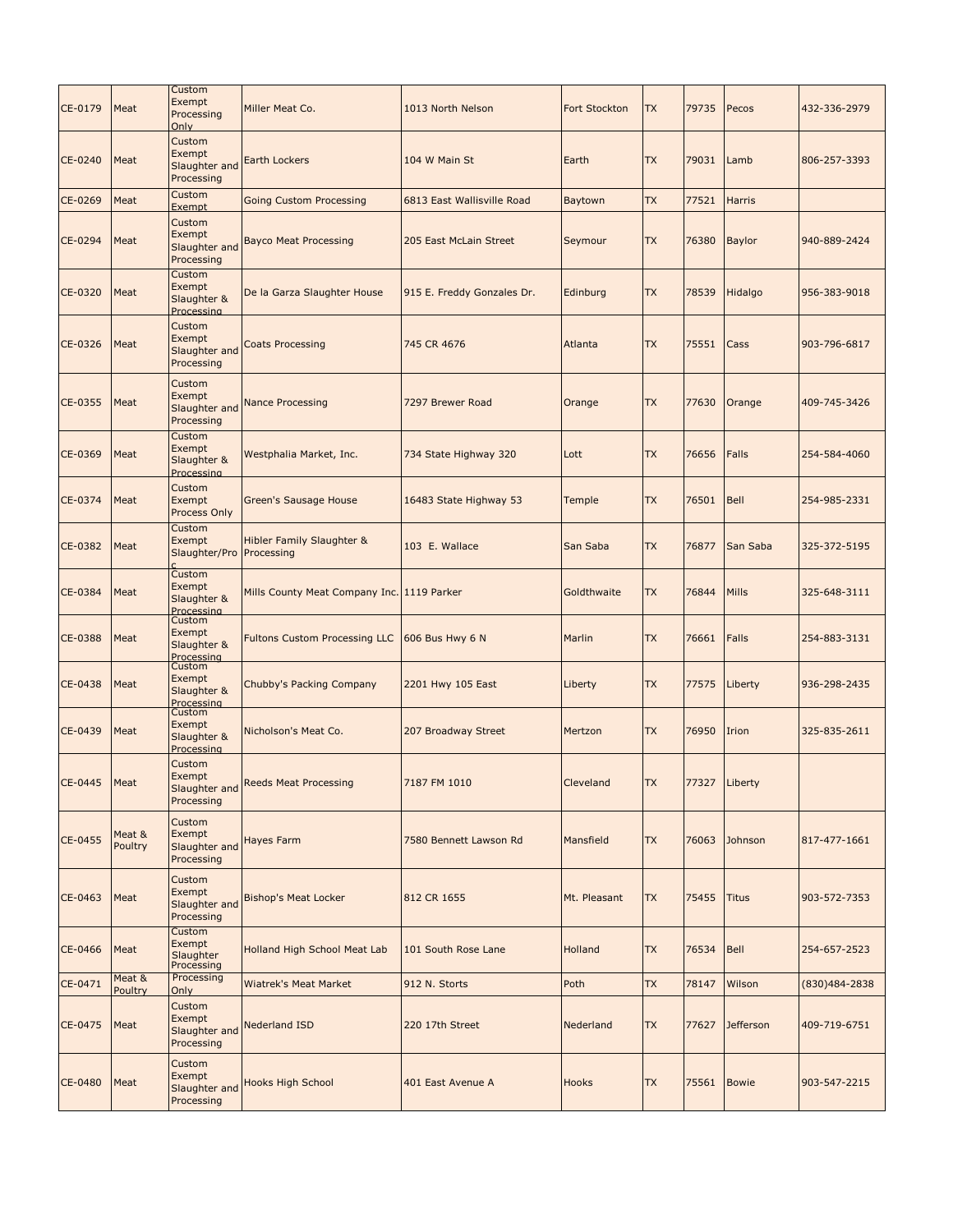| CE-0179 | Meat | Custom Exempt Processing Only | Miller Meat Co. | 1013 North Nelson | Fort Stockton | TX | 79735 | Pecos | 432-336-2979 |
|---|---|---|---|---|---|---|---|---|---|
| CE-0240 | Meat | Custom Exempt Slaughter and Processing | Earth Lockers | 104 W Main St | Earth | TX | 79031 | Lamb | 806-257-3393 |
| CE-0269 | Meat | Custom Exempt | Going Custom Processing | 6813 East Wallisville Road | Baytown | TX | 77521 | Harris | |
| CE-0294 | Meat | Custom Exempt Slaughter and Processing | Bayco Meat Processing | 205 East McLain Street | Seymour | TX | 76380 | Baylor | 940-889-2424 |
| CE-0320 | Meat | Custom Exempt Slaughter & Processing | De la Garza Slaughter House | 915 E. Freddy Gonzales Dr. | Edinburg | TX | 78539 | Hidalgo | 956-383-9018 |
| CE-0326 | Meat | Custom Exempt Slaughter and Processing | Coats Processing | 745 CR 4676 | Atlanta | TX | 75551 | Cass | 903-796-6817 |
| CE-0355 | Meat | Custom Exempt Slaughter and Processing | Nance Processing | 7297 Brewer Road | Orange | TX | 77630 | Orange | 409-745-3426 |
| CE-0369 | Meat | Custom Exempt Slaughter & Processing | Westphalia Market, Inc. | 734 State Highway 320 | Lott | TX | 76656 | Falls | 254-584-4060 |
| CE-0374 | Meat | Custom Exempt Process Only | Green's Sausage House | 16483 State Highway 53 | Temple | TX | 76501 | Bell | 254-985-2331 |
| CE-0382 | Meat | Custom Exempt Slaughter/Proc | Hibler Family Slaughter & Processing | 103 E. Wallace | San Saba | TX | 76877 | San Saba | 325-372-5195 |
| CE-0384 | Meat | Custom Exempt Slaughter & Processing | Mills County Meat Company Inc. | 1119 Parker | Goldthwaite | TX | 76844 | Mills | 325-648-3111 |
| CE-0388 | Meat | Custom Exempt Slaughter & Processing | Fultons Custom Processing LLC | 606 Bus Hwy 6 N | Marlin | TX | 76661 | Falls | 254-883-3131 |
| CE-0438 | Meat | Custom Exempt Slaughter & Processing | Chubby's Packing Company | 2201 Hwy 105 East | Liberty | TX | 77575 | Liberty | 936-298-2435 |
| CE-0439 | Meat | Custom Exempt Slaughter & Processing | Nicholson's Meat Co. | 207 Broadway Street | Mertzon | TX | 76950 | Irion | 325-835-2611 |
| CE-0445 | Meat | Custom Exempt Slaughter and Processing | Reeds Meat Processing | 7187 FM 1010 | Cleveland | TX | 77327 | Liberty | |
| CE-0455 | Meat & Poultry | Custom Exempt Slaughter and Processing | Hayes Farm | 7580 Bennett Lawson Rd | Mansfield | TX | 76063 | Johnson | 817-477-1661 |
| CE-0463 | Meat | Custom Exempt Slaughter and Processing | Bishop's Meat Locker | 812 CR 1655 | Mt. Pleasant | TX | 75455 | Titus | 903-572-7353 |
| CE-0466 | Meat | Custom Exempt Slaughter Processing | Holland High School Meat Lab | 101 South Rose Lane | Holland | TX | 76534 | Bell | 254-657-2523 |
| CE-0471 | Meat & Poultry | Processing Only | Wiatrek's Meat Market | 912 N. Storts | Poth | TX | 78147 | Wilson | (830)484-2838 |
| CE-0475 | Meat | Custom Exempt Slaughter and Processing | Nederland ISD | 220 17th Street | Nederland | TX | 77627 | Jefferson | 409-719-6751 |
| CE-0480 | Meat | Custom Exempt Slaughter and Processing | Hooks High School | 401 East Avenue A | Hooks | TX | 75561 | Bowie | 903-547-2215 |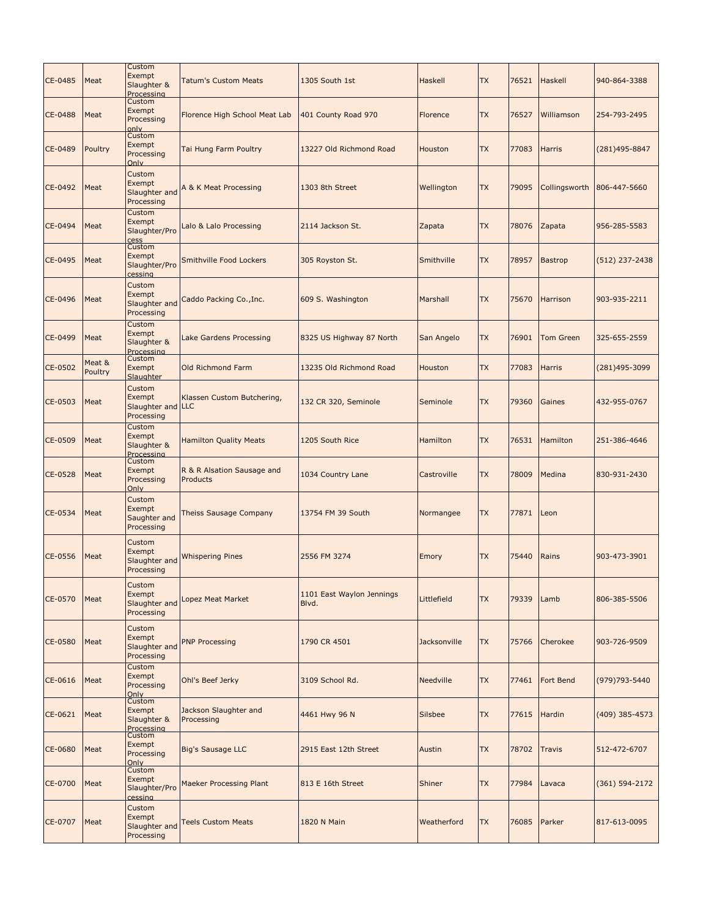| CE-0485 | Meat | Custom Exempt Slaughter & Processing | Tatum's Custom Meats | 1305 South 1st | Haskell | TX | 76521 | Haskell | 940-864-3388 |
|---|---|---|---|---|---|---|---|---|---|
| CE-0488 | Meat | Custom Exempt Processing only | Florence High School Meat Lab | 401 County Road 970 | Florence | TX | 76527 | Williamson | 254-793-2495 |
| CE-0489 | Poultry | Custom Exempt Processing Only | Tai Hung Farm Poultry | 13227 Old Richmond Road | Houston | TX | 77083 | Harris | (281)495-8847 |
| CE-0492 | Meat | Custom Exempt Slaughter and Processing | A & K Meat Processing | 1303 8th Street | Wellington | TX | 79095 | Collingsworth | 806-447-5660 |
| CE-0494 | Meat | Custom Exempt Slaughter/Process | Lalo & Lalo Processing | 2114 Jackson St. | Zapata | TX | 78076 | Zapata | 956-285-5583 |
| CE-0495 | Meat | Custom Exempt Slaughter/Processing | Smithville Food Lockers | 305 Royston St. | Smithville | TX | 78957 | Bastrop | (512) 237-2438 |
| CE-0496 | Meat | Custom Exempt Slaughter and Processing | Caddo Packing Co.,Inc. | 609 S. Washington | Marshall | TX | 75670 | Harrison | 903-935-2211 |
| CE-0499 | Meat | Custom Exempt Slaughter & Processing | Lake Gardens Processing | 8325 US Highway 87 North | San Angelo | TX | 76901 | Tom Green | 325-655-2559 |
| CE-0502 | Meat & Poultry | Custom Exempt Slaughter | Old Richmond Farm | 13235 Old Richmond Road | Houston | TX | 77083 | Harris | (281)495-3099 |
| CE-0503 | Meat | Custom Exempt Slaughter and Processing | Klassen Custom Butchering, LLC | 132 CR 320, Seminole | Seminole | TX | 79360 | Gaines | 432-955-0767 |
| CE-0509 | Meat | Custom Exempt Slaughter & Processing | Hamilton Quality Meats | 1205 South Rice | Hamilton | TX | 76531 | Hamilton | 251-386-4646 |
| CE-0528 | Meat | Custom Exempt Processing Only | R & R Alsation Sausage and Products | 1034 Country Lane | Castroville | TX | 78009 | Medina | 830-931-2430 |
| CE-0534 | Meat | Custom Exempt Saughter and Processing | Theiss Sausage Company | 13754 FM 39 South | Normangee | TX | 77871 | Leon | |
| CE-0556 | Meat | Custom Exempt Slaughter and Processing | Whispering Pines | 2556 FM 3274 | Emory | TX | 75440 | Rains | 903-473-3901 |
| CE-0570 | Meat | Custom Exempt Slaughter and Processing | Lopez Meat Market | 1101 East Waylon Jennings Blvd. | Littlefield | TX | 79339 | Lamb | 806-385-5506 |
| CE-0580 | Meat | Custom Exempt Slaughter and Processing | PNP Processing | 1790 CR 4501 | Jacksonville | TX | 75766 | Cherokee | 903-726-9509 |
| CE-0616 | Meat | Custom Exempt Processing Only | Ohl's Beef Jerky | 3109 School Rd. | Needville | TX | 77461 | Fort Bend | (979)793-5440 |
| CE-0621 | Meat | Custom Exempt Slaughter & Processing | Jackson Slaughter and Processing | 4461 Hwy 96 N | Silsbee | TX | 77615 | Hardin | (409) 385-4573 |
| CE-0680 | Meat | Custom Exempt Processing Only | Big's Sausage LLC | 2915 East 12th Street | Austin | TX | 78702 | Travis | 512-472-6707 |
| CE-0700 | Meat | Custom Exempt Slaughter/Processing | Maeker Processing Plant | 813 E 16th Street | Shiner | TX | 77984 | Lavaca | (361) 594-2172 |
| CE-0707 | Meat | Custom Exempt Slaughter and Processing | Teels Custom Meats | 1820 N Main | Weatherford | TX | 76085 | Parker | 817-613-0095 |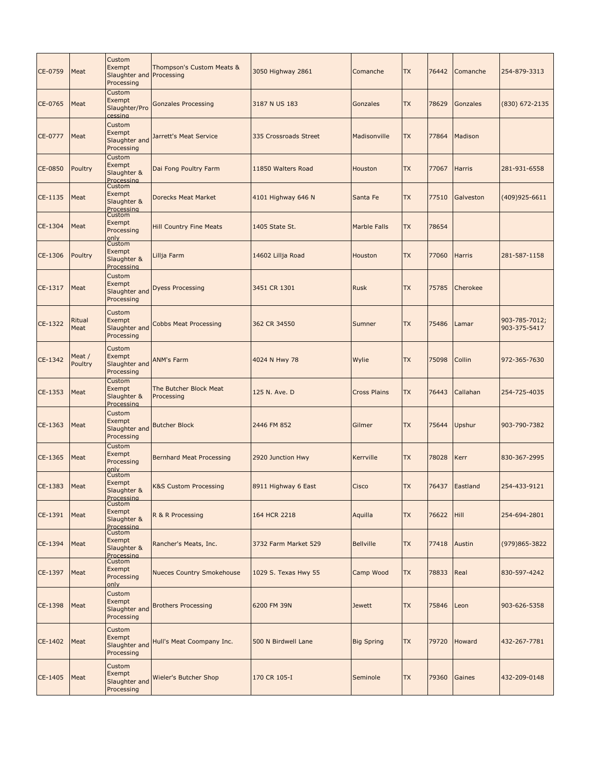| CE-0759 | Meat | Custom Exempt Slaughter and Processing | Thompson's Custom Meats & Processing | 3050 Highway 2861 | Comanche | TX | 76442 | Comanche | 254-879-3313 |
|---|---|---|---|---|---|---|---|---|---|
| CE-0765 | Meat | Custom Exempt Slaughter/Processing | Gonzales Processing | 3187 N US 183 | Gonzales | TX | 78629 | Gonzales | (830) 672-2135 |
| CE-0777 | Meat | Custom Exempt Slaughter and Processing | Jarrett's Meat Service | 335 Crossroads Street | Madisonville | TX | 77864 | Madison | |
| CE-0850 | Poultry | Custom Exempt Slaughter & Processing | Dai Fong Poultry Farm | 11850 Walters Road | Houston | TX | 77067 | Harris | 281-931-6558 |
| CE-1135 | Meat | Custom Exempt Slaughter & Processing | Dorecks Meat Market | 4101 Highway 646 N | Santa Fe | TX | 77510 | Galveston | (409)925-6611 |
| CE-1304 | Meat | Custom Exempt Processing only | Hill Country Fine Meats | 1405 State St. | Marble Falls | TX | 78654 | | |
| CE-1306 | Poultry | Custom Exempt Slaughter & Processing | Lillja Farm | 14602 Lillja Road | Houston | TX | 77060 | Harris | 281-587-1158 |
| CE-1317 | Meat | Custom Exempt Slaughter and Processing | Dyess Processing | 3451 CR 1301 | Rusk | TX | 75785 | Cherokee | |
| CE-1322 | Ritual Meat | Custom Exempt Slaughter and Processing | Cobbs Meat Processing | 362 CR 34550 | Sumner | TX | 75486 | Lamar | 903-785-7012; 903-375-5417 |
| CE-1342 | Meat / Poultry | Custom Exempt Slaughter and Processing | ANM's Farm | 4024 N Hwy 78 | Wylie | TX | 75098 | Collin | 972-365-7630 |
| CE-1353 | Meat | Custom Exempt Slaughter & Processing | The Butcher Block Meat Processing | 125 N. Ave. D | Cross Plains | TX | 76443 | Callahan | 254-725-4035 |
| CE-1363 | Meat | Custom Exempt Slaughter and Processing | Butcher Block | 2446 FM 852 | Gilmer | TX | 75644 | Upshur | 903-790-7382 |
| CE-1365 | Meat | Custom Exempt Processing only | Bernhard Meat Processing | 2920 Junction Hwy | Kerrville | TX | 78028 | Kerr | 830-367-2995 |
| CE-1383 | Meat | Custom Exempt Slaughter & Processing | K&S Custom Processing | 8911 Highway 6 East | Cisco | TX | 76437 | Eastland | 254-433-9121 |
| CE-1391 | Meat | Custom Exempt Slaughter & Processing | R & R Processing | 164 HCR 2218 | Aquilla | TX | 76622 | Hill | 254-694-2801 |
| CE-1394 | Meat | Custom Exempt Slaughter & Processing | Rancher's Meats, Inc. | 3732 Farm Market 529 | Bellville | TX | 77418 | Austin | (979)865-3822 |
| CE-1397 | Meat | Custom Exempt Processing only | Nueces Country Smokehouse | 1029 S. Texas Hwy 55 | Camp Wood | TX | 78833 | Real | 830-597-4242 |
| CE-1398 | Meat | Custom Exempt Slaughter and Processing | Brothers Processing | 6200 FM 39N | Jewett | TX | 75846 | Leon | 903-626-5358 |
| CE-1402 | Meat | Custom Exempt Slaughter and Processing | Hull's Meat Coompany Inc. | 500 N Birdwell Lane | Big Spring | TX | 79720 | Howard | 432-267-7781 |
| CE-1405 | Meat | Custom Exempt Slaughter and Processing | Wieler's Butcher Shop | 170 CR 105-I | Seminole | TX | 79360 | Gaines | 432-209-0148 |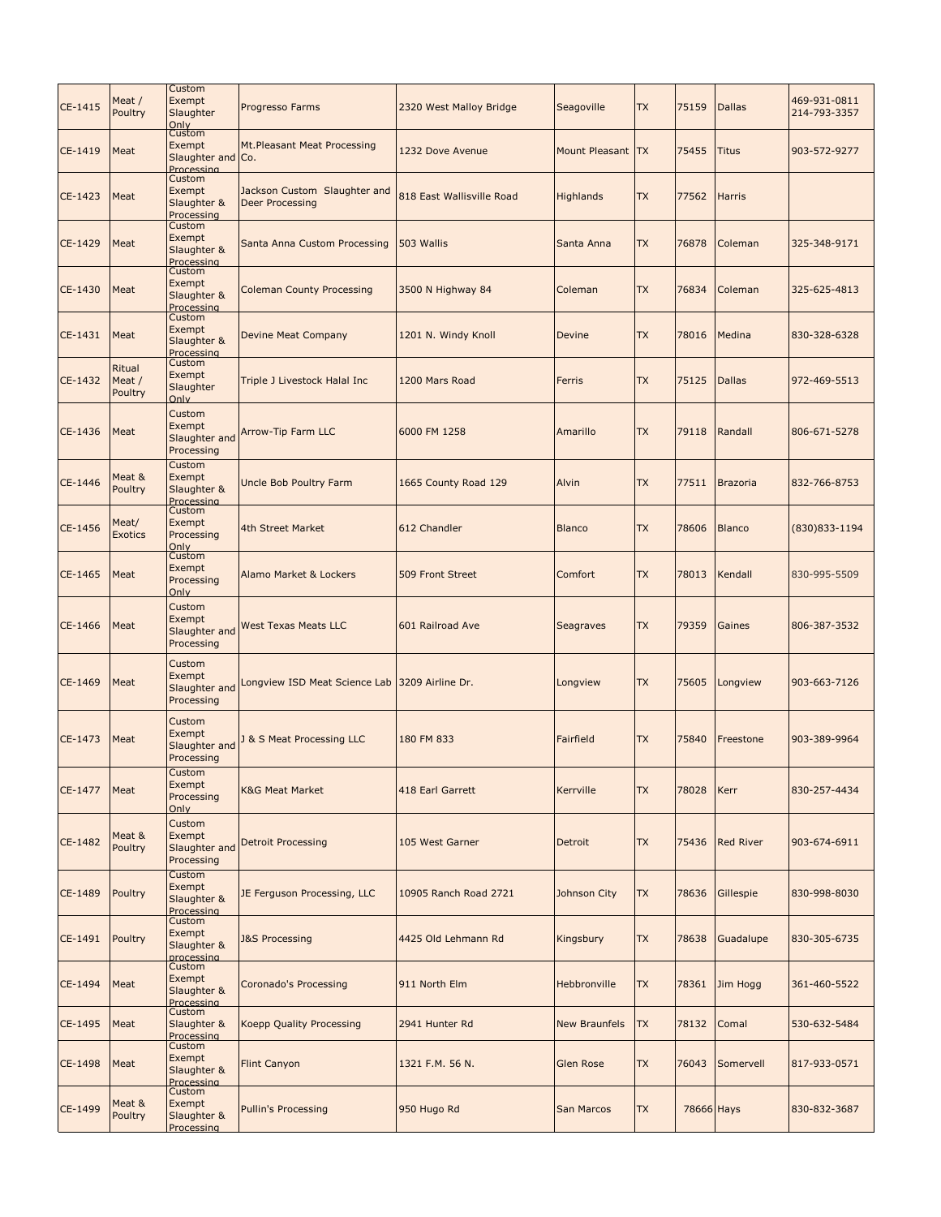| CE-1415 | Meat / Poultry | Custom Exempt Slaughter Only | Progresso Farms | 2320 West Malloy Bridge | Seagoville | TX | 75159 | Dallas | 469-931-0811 214-793-3357 |
|---|---|---|---|---|---|---|---|---|---|
| CE-1419 | Meat | Custom Exempt Slaughter and Processing | Mt.Pleasant Meat Processing Co. | 1232 Dove Avenue | Mount Pleasant | TX | 75455 | Titus | 903-572-9277 |
| CE-1423 | Meat | Custom Exempt Slaughter & Processing | Jackson Custom Slaughter and Deer Processing | 818 East Wallisville Road | Highlands | TX | 77562 | Harris | |
| CE-1429 | Meat | Custom Exempt Slaughter & Processing | Santa Anna Custom Processing | 503 Wallis | Santa Anna | TX | 76878 | Coleman | 325-348-9171 |
| CE-1430 | Meat | Custom Exempt Slaughter & Processing | Coleman County Processing | 3500 N Highway 84 | Coleman | TX | 76834 | Coleman | 325-625-4813 |
| CE-1431 | Meat | Custom Exempt Slaughter & Processing | Devine Meat Company | 1201 N. Windy Knoll | Devine | TX | 78016 | Medina | 830-328-6328 |
| CE-1432 | Ritual Meat / Poultry | Custom Exempt Slaughter Only | Triple J Livestock Halal Inc | 1200 Mars Road | Ferris | TX | 75125 | Dallas | 972-469-5513 |
| CE-1436 | Meat | Custom Exempt Slaughter and Processing | Arrow-Tip Farm LLC | 6000 FM 1258 | Amarillo | TX | 79118 | Randall | 806-671-5278 |
| CE-1446 | Meat & Poultry | Custom Exempt Slaughter & Processing | Uncle Bob Poultry Farm | 1665 County Road 129 | Alvin | TX | 77511 | Brazoria | 832-766-8753 |
| CE-1456 | Meat/ Exotics | Custom Exempt Processing Only | 4th Street Market | 612 Chandler | Blanco | TX | 78606 | Blanco | (830)833-1194 |
| CE-1465 | Meat | Custom Exempt Processing Only | Alamo Market & Lockers | 509 Front Street | Comfort | TX | 78013 | Kendall | 830-995-5509 |
| CE-1466 | Meat | Custom Exempt Slaughter and Processing | West Texas Meats LLC | 601 Railroad Ave | Seagraves | TX | 79359 | Gaines | 806-387-3532 |
| CE-1469 | Meat | Custom Exempt Slaughter and Processing | Longview ISD Meat Science Lab | 3209 Airline Dr. | Longview | TX | 75605 | Longview | 903-663-7126 |
| CE-1473 | Meat | Custom Exempt Slaughter and Processing | J & S Meat Processing LLC | 180 FM 833 | Fairfield | TX | 75840 | Freestone | 903-389-9964 |
| CE-1477 | Meat | Custom Exempt Processing Only | K&G Meat Market | 418 Earl Garrett | Kerrville | TX | 78028 | Kerr | 830-257-4434 |
| CE-1482 | Meat & Poultry | Custom Exempt Slaughter and Processing | Detroit Processing | 105 West Garner | Detroit | TX | 75436 | Red River | 903-674-6911 |
| CE-1489 | Poultry | Custom Exempt Slaughter & Processing | JE Ferguson Processing, LLC | 10905 Ranch Road 2721 | Johnson City | TX | 78636 | Gillespie | 830-998-8030 |
| CE-1491 | Poultry | Custom Exempt Slaughter & processing | J&S Processing | 4425 Old Lehmann Rd | Kingsbury | TX | 78638 | Guadalupe | 830-305-6735 |
| CE-1494 | Meat | Custom Exempt Slaughter & Processing | Coronado's Processing | 911 North Elm | Hebbronville | TX | 78361 | Jim Hogg | 361-460-5522 |
| CE-1495 | Meat | Custom Slaughter & Processing | Koepp Quality Processing | 2941 Hunter Rd | New Braunfels | TX | 78132 | Comal | 530-632-5484 |
| CE-1498 | Meat | Custom Exempt Slaughter & Processing | Flint Canyon | 1321 F.M. 56 N. | Glen Rose | TX | 76043 | Somervell | 817-933-0571 |
| CE-1499 | Meat & Poultry | Custom Exempt Slaughter & Processing | Pullin's Processing | 950 Hugo Rd | San Marcos | TX | 78666 | Hays | 830-832-3687 |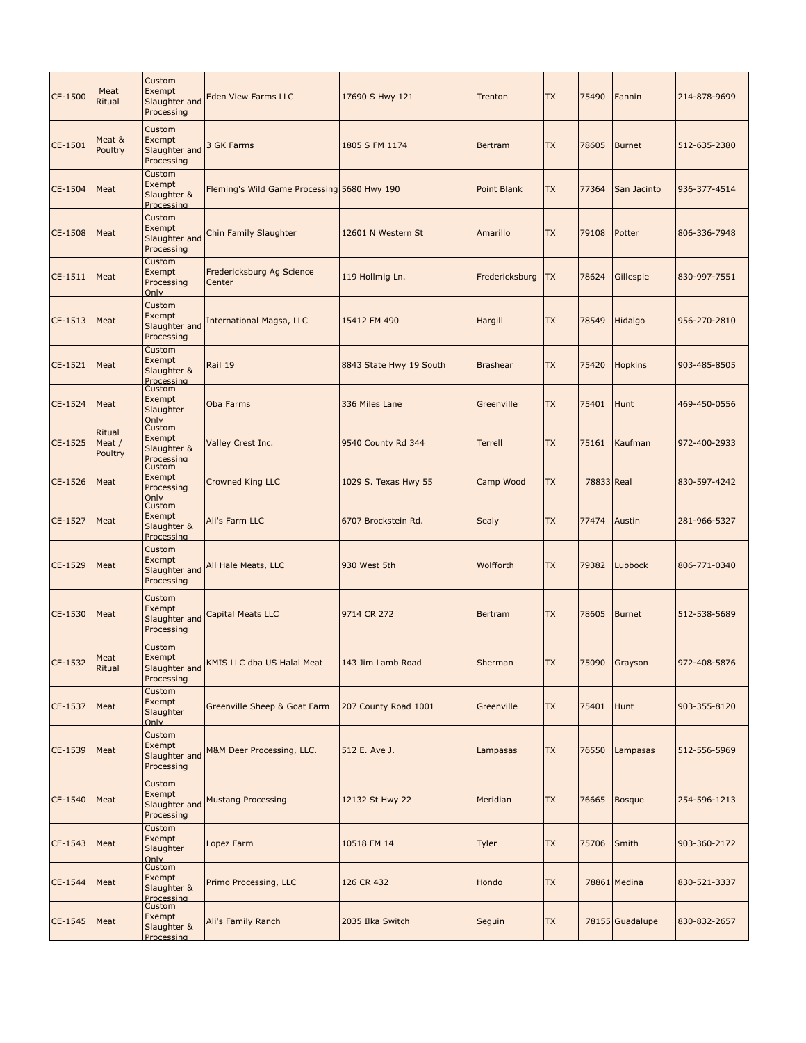| | | | | | | | | | |
|---|---|---|---|---|---|---|---|---|---|
| CE-1500 | Meat Ritual | Custom Exempt Slaughter and Processing | Eden View Farms LLC | 17690 S Hwy 121 | Trenton | TX | 75490 | Fannin | 214-878-9699 |
| CE-1501 | Meat & Poultry | Custom Exempt Slaughter and Processing | 3 GK Farms | 1805 S FM 1174 | Bertram | TX | 78605 | Burnet | 512-635-2380 |
| CE-1504 | Meat | Custom Exempt Slaughter & Processing | Fleming's Wild Game Processing | 5680 Hwy 190 | Point Blank | TX | 77364 | San Jacinto | 936-377-4514 |
| CE-1508 | Meat | Custom Exempt Slaughter and Processing | Chin Family Slaughter | 12601 N Western St | Amarillo | TX | 79108 | Potter | 806-336-7948 |
| CE-1511 | Meat | Custom Exempt Processing Only | Fredericksburg Ag Science Center | 119 Hollmig Ln. | Fredericksburg | TX | 78624 | Gillespie | 830-997-7551 |
| CE-1513 | Meat | Custom Exempt Slaughter and Processing | International Magsa, LLC | 15412 FM 490 | Hargill | TX | 78549 | Hidalgo | 956-270-2810 |
| CE-1521 | Meat | Custom Exempt Slaughter & Processing | Rail 19 | 8843 State Hwy 19 South | Brashear | TX | 75420 | Hopkins | 903-485-8505 |
| CE-1524 | Meat | Custom Exempt Slaughter Only | Oba Farms | 336 Miles Lane | Greenville | TX | 75401 | Hunt | 469-450-0556 |
| CE-1525 | Ritual Meat / Poultry | Custom Exempt Slaughter & Processing | Valley Crest Inc. | 9540 County Rd 344 | Terrell | TX | 75161 | Kaufman | 972-400-2933 |
| CE-1526 | Meat | Custom Exempt Processing Only | Crowned King LLC | 1029 S. Texas Hwy 55 | Camp Wood | TX | 78833 | Real | 830-597-4242 |
| CE-1527 | Meat | Custom Exempt Slaughter & Processing | Ali's Farm LLC | 6707 Brockstein Rd. | Sealy | TX | 77474 | Austin | 281-966-5327 |
| CE-1529 | Meat | Custom Exempt Slaughter and Processing | All Hale Meats, LLC | 930 West 5th | Wolfforth | TX | 79382 | Lubbock | 806-771-0340 |
| CE-1530 | Meat | Custom Exempt Slaughter and Processing | Capital Meats LLC | 9714 CR 272 | Bertram | TX | 78605 | Burnet | 512-538-5689 |
| CE-1532 | Meat Ritual | Custom Exempt Slaughter and Processing | KMIS LLC dba US Halal Meat | 143 Jim Lamb Road | Sherman | TX | 75090 | Grayson | 972-408-5876 |
| CE-1537 | Meat | Custom Exempt Slaughter Only | Greenville Sheep & Goat Farm | 207 County Road 1001 | Greenville | TX | 75401 | Hunt | 903-355-8120 |
| CE-1539 | Meat | Custom Exempt Slaughter and Processing | M&M Deer Processing, LLC. | 512 E. Ave J. | Lampasas | TX | 76550 | Lampasas | 512-556-5969 |
| CE-1540 | Meat | Custom Exempt Slaughter and Processing | Mustang Processing | 12132 St Hwy 22 | Meridian | TX | 76665 | Bosque | 254-596-1213 |
| CE-1543 | Meat | Custom Exempt Slaughter Only | Lopez Farm | 10518 FM 14 | Tyler | TX | 75706 | Smith | 903-360-2172 |
| CE-1544 | Meat | Custom Exempt Slaughter & Processing | Primo Processing, LLC | 126 CR 432 | Hondo | TX | 78861 | Medina | 830-521-3337 |
| CE-1545 | Meat | Custom Exempt Slaughter & Processing | Ali's Family Ranch | 2035 Ilka Switch | Seguin | TX | 78155 | Guadalupe | 830-832-2657 |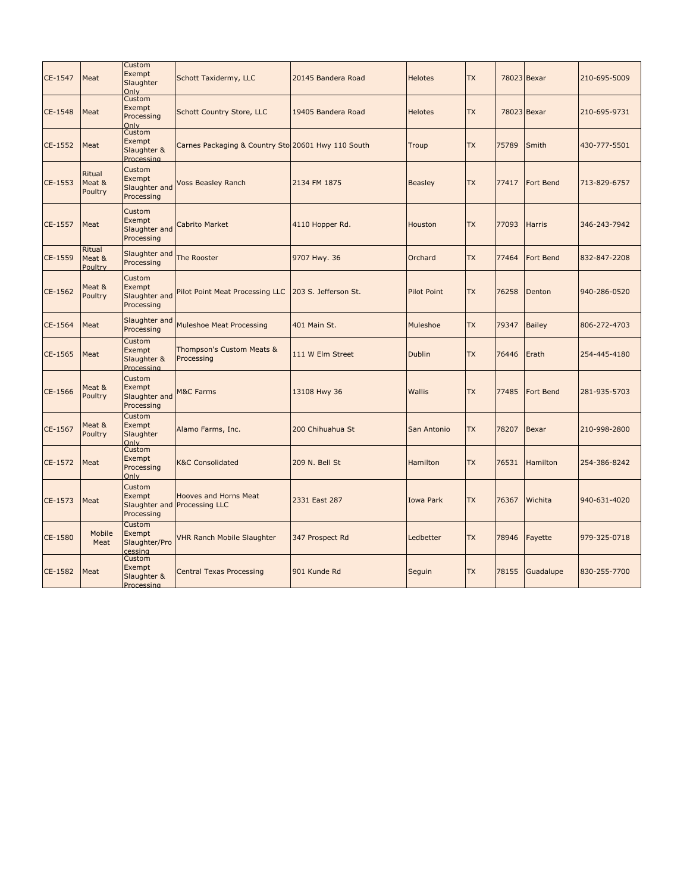| | | | | | | | | | |
|---|---|---|---|---|---|---|---|---|---|
| CE-1547 | Meat | Custom Exempt Slaughter Only | Schott Taxidermy, LLC | 20145 Bandera Road | Helotes | TX | 78023 | Bexar | 210-695-5009 |
| CE-1548 | Meat | Custom Exempt Processing Only | Schott Country Store, LLC | 19405 Bandera Road | Helotes | TX | 78023 | Bexar | 210-695-9731 |
| CE-1552 | Meat | Custom Exempt Slaughter & Processing | Carnes Packaging & Country Sto | 20601 Hwy 110 South | Troup | TX | 75789 | Smith | 430-777-5501 |
| CE-1553 | Ritual Meat & Poultry | Custom Exempt Slaughter and Processing | Voss Beasley Ranch | 2134 FM 1875 | Beasley | TX | 77417 | Fort Bend | 713-829-6757 |
| CE-1557 | Meat | Custom Exempt Slaughter and Processing | Cabrito Market | 4110 Hopper Rd. | Houston | TX | 77093 | Harris | 346-243-7942 |
| CE-1559 | Ritual Meat & Poultry | Slaughter and Processing | The Rooster | 9707 Hwy. 36 | Orchard | TX | 77464 | Fort Bend | 832-847-2208 |
| CE-1562 | Meat & Poultry | Custom Exempt Slaughter and Processing | Pilot Point Meat Processing LLC | 203 S. Jefferson St. | Pilot Point | TX | 76258 | Denton | 940-286-0520 |
| CE-1564 | Meat | Slaughter and Processing | Muleshoe Meat Processing | 401 Main St. | Muleshoe | TX | 79347 | Bailey | 806-272-4703 |
| CE-1565 | Meat | Custom Exempt Slaughter & Processing | Thompson's Custom Meats & Processing | 111 W Elm Street | Dublin | TX | 76446 | Erath | 254-445-4180 |
| CE-1566 | Meat & Poultry | Custom Exempt Slaughter and Processing | M&C Farms | 13108 Hwy 36 | Wallis | TX | 77485 | Fort Bend | 281-935-5703 |
| CE-1567 | Meat & Poultry | Custom Exempt Slaughter Only | Alamo Farms, Inc. | 200 Chihuahua St | San Antonio | TX | 78207 | Bexar | 210-998-2800 |
| CE-1572 | Meat | Custom Exempt Processing Only | K&C Consolidated | 209 N. Bell St | Hamilton | TX | 76531 | Hamilton | 254-386-8242 |
| CE-1573 | Meat | Custom Exempt Slaughter and Processing | Hooves and Horns Meat Processing LLC | 2331 East 287 | Iowa Park | TX | 76367 | Wichita | 940-631-4020 |
| CE-1580 | Mobile Meat | Custom Exempt Slaughter/Processing | VHR Ranch Mobile Slaughter | 347 Prospect Rd | Ledbetter | TX | 78946 | Fayette | 979-325-0718 |
| CE-1582 | Meat | Custom Exempt Slaughter & Processing | Central Texas Processing | 901 Kunde Rd | Seguin | TX | 78155 | Guadalupe | 830-255-7700 |